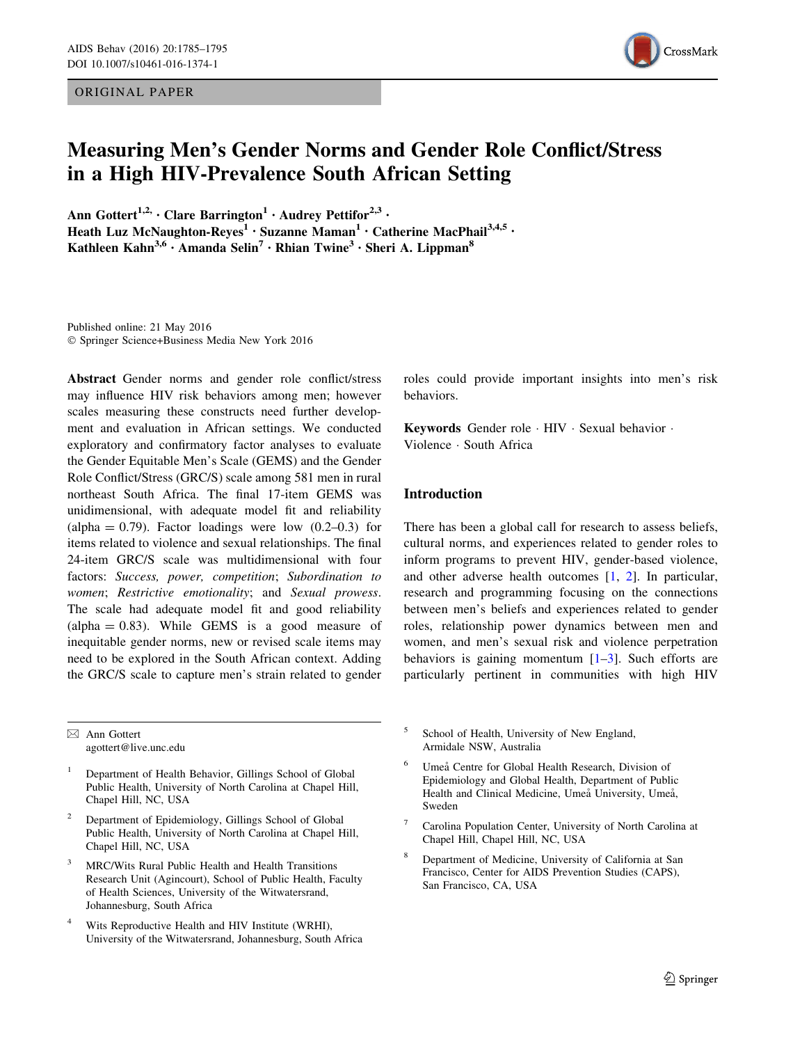ORIGINAL PAPER

# Measuring Men's Gender Norms and Gender Role Conflict/Stress in a High HIV-Prevalence South African Setting

Ann Gottert[1,2] · Clare Barrington[1] · Audrey Pettifor[2,3] · Heath Luz McNaughton-Reyes[1] · Suzanne Maman[1] · Catherine MacPhail[3,4,5] · Kathleen Kahn[3,6] · Amanda Selin[7] · Rhian Twine[3] · Sheri A. Lippman[8]

Published online: 21 May 2016
© Springer Science+Business Media New York 2016

**Abstract** Gender norms and gender role conflict/stress may influence HIV risk behaviors among men; however scales measuring these constructs need further development and evaluation in African settings. We conducted exploratory and confirmatory factor analyses to evaluate the Gender Equitable Men's Scale (GEMS) and the Gender Role Conflict/Stress (GRC/S) scale among 581 men in rural northeast South Africa. The final 17-item GEMS was unidimensional, with adequate model fit and reliability (alpha = 0.79). Factor loadings were low (0.2–0.3) for items related to violence and sexual relationships. The final 24-item GRC/S scale was multidimensional with four factors: *Success, power, competition*; *Subordination to women*; *Restrictive emotionality*; and *Sexual prowess*. The scale had adequate model fit and good reliability (alpha = 0.83). While GEMS is a good measure of inequitable gender norms, new or revised scale items may need to be explored in the South African context. Adding the GRC/S scale to capture men's strain related to gender roles could provide important insights into men's risk behaviors.

**Keywords** Gender role · HIV · Sexual behavior · Violence · South Africa

## Introduction

There has been a global call for research to assess beliefs, cultural norms, and experiences related to gender roles to inform programs to prevent HIV, gender-based violence, and other adverse health outcomes [1, 2]. In particular, research and programming focusing on the connections between men's beliefs and experiences related to gender roles, relationship power dynamics between men and women, and men's sexual risk and violence perpetration behaviors is gaining momentum [1–3]. Such efforts are particularly pertinent in communities with high HIV

---

✉ Ann Gottert
agottert@live.unc.edu

[1] Department of Health Behavior, Gillings School of Global Public Health, University of North Carolina at Chapel Hill, Chapel Hill, NC, USA

[2] Department of Epidemiology, Gillings School of Global Public Health, University of North Carolina at Chapel Hill, Chapel Hill, NC, USA

[3] MRC/Wits Rural Public Health and Health Transitions Research Unit (Agincourt), School of Public Health, Faculty of Health Sciences, University of the Witwatersrand, Johannesburg, South Africa

[4] Wits Reproductive Health and HIV Institute (WRHI), University of the Witwatersrand, Johannesburg, South Africa

[5] School of Health, University of New England, Armidale NSW, Australia

[6] Umeå Centre for Global Health Research, Division of Epidemiology and Global Health, Department of Public Health and Clinical Medicine, Umeå University, Umeå, Sweden

[7] Carolina Population Center, University of North Carolina at Chapel Hill, Chapel Hill, NC, USA

[8] Department of Medicine, University of California at San Francisco, Center for AIDS Prevention Studies (CAPS), San Francisco, CA, USA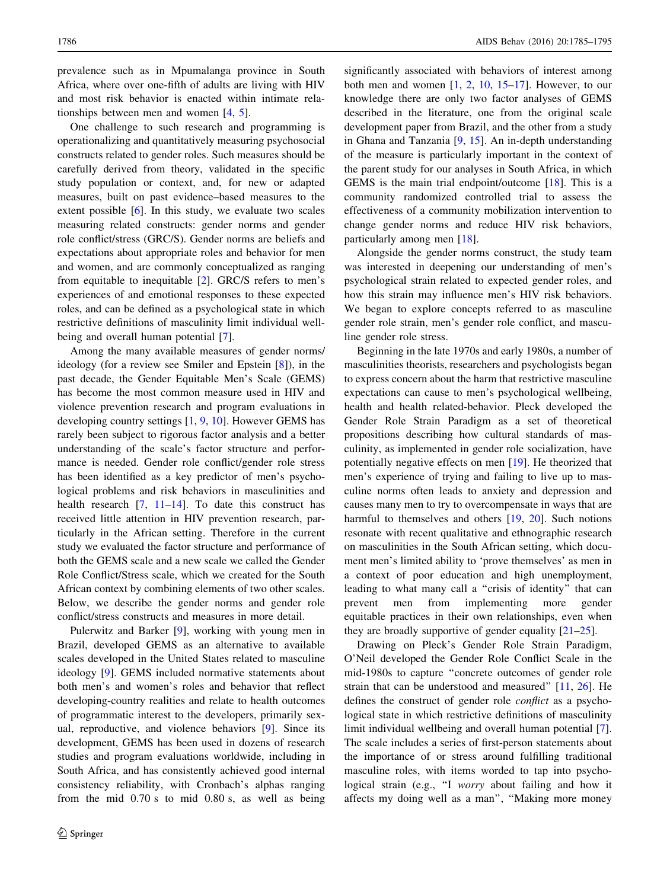prevalence such as in Mpumalanga province in South Africa, where over one-fifth of adults are living with HIV and most risk behavior is enacted within intimate relationships between men and women [4, 5].

One challenge to such research and programming is operationalizing and quantitatively measuring psychosocial constructs related to gender roles. Such measures should be carefully derived from theory, validated in the specific study population or context, and, for new or adapted measures, built on past evidence–based measures to the extent possible [6]. In this study, we evaluate two scales measuring related constructs: gender norms and gender role conflict/stress (GRC/S). Gender norms are beliefs and expectations about appropriate roles and behavior for men and women, and are commonly conceptualized as ranging from equitable to inequitable [2]. GRC/S refers to men's experiences of and emotional responses to these expected roles, and can be defined as a psychological state in which restrictive definitions of masculinity limit individual well-being and overall human potential [7].

Among the many available measures of gender norms/ideology (for a review see Smiler and Epstein [8]), in the past decade, the Gender Equitable Men's Scale (GEMS) has become the most common measure used in HIV and violence prevention research and program evaluations in developing country settings [1, 9, 10]. However GEMS has rarely been subject to rigorous factor analysis and a better understanding of the scale's factor structure and performance is needed. Gender role conflict/gender role stress has been identified as a key predictor of men's psychological problems and risk behaviors in masculinities and health research [7, 11–14]. To date this construct has received little attention in HIV prevention research, particularly in the African setting. Therefore in the current study we evaluated the factor structure and performance of both the GEMS scale and a new scale we called the Gender Role Conflict/Stress scale, which we created for the South African context by combining elements of two other scales. Below, we describe the gender norms and gender role conflict/stress constructs and measures in more detail.

Pulerwitz and Barker [9], working with young men in Brazil, developed GEMS as an alternative to available scales developed in the United States related to masculine ideology [9]. GEMS included normative statements about both men's and women's roles and behavior that reflect developing-country realities and relate to health outcomes of programmatic interest to the developers, primarily sexual, reproductive, and violence behaviors [9]. Since its development, GEMS has been used in dozens of research studies and program evaluations worldwide, including in South Africa, and has consistently achieved good internal consistency reliability, with Cronbach's alphas ranging from the mid 0.70 s to mid 0.80 s, as well as being significantly associated with behaviors of interest among both men and women [1, 2, 10, 15–17]. However, to our knowledge there are only two factor analyses of GEMS described in the literature, one from the original scale development paper from Brazil, and the other from a study in Ghana and Tanzania [9, 15]. An in-depth understanding of the measure is particularly important in the context of the parent study for our analyses in South Africa, in which GEMS is the main trial endpoint/outcome [18]. This is a community randomized controlled trial to assess the effectiveness of a community mobilization intervention to change gender norms and reduce HIV risk behaviors, particularly among men [18].

Alongside the gender norms construct, the study team was interested in deepening our understanding of men's psychological strain related to expected gender roles, and how this strain may influence men's HIV risk behaviors. We began to explore concepts referred to as masculine gender role strain, men's gender role conflict, and masculine gender role stress.

Beginning in the late 1970s and early 1980s, a number of masculinities theorists, researchers and psychologists began to express concern about the harm that restrictive masculine expectations can cause to men's psychological wellbeing, health and health related-behavior. Pleck developed the Gender Role Strain Paradigm as a set of theoretical propositions describing how cultural standards of masculinity, as implemented in gender role socialization, have potentially negative effects on men [19]. He theorized that men's experience of trying and failing to live up to masculine norms often leads to anxiety and depression and causes many men to try to overcompensate in ways that are harmful to themselves and others [19, 20]. Such notions resonate with recent qualitative and ethnographic research on masculinities in the South African setting, which document men's limited ability to 'prove themselves' as men in a context of poor education and high unemployment, leading to what many call a "crisis of identity" that can prevent men from implementing more gender equitable practices in their own relationships, even when they are broadly supportive of gender equality [21–25].

Drawing on Pleck's Gender Role Strain Paradigm, O'Neil developed the Gender Role Conflict Scale in the mid-1980s to capture "concrete outcomes of gender role strain that can be understood and measured" [11, 26]. He defines the construct of gender role *conflict* as a psychological state in which restrictive definitions of masculinity limit individual wellbeing and overall human potential [7]. The scale includes a series of first-person statements about the importance of or stress around fulfilling traditional masculine roles, with items worded to tap into psychological strain (e.g., "I *worry* about failing and how it affects my doing well as a man", "Making more money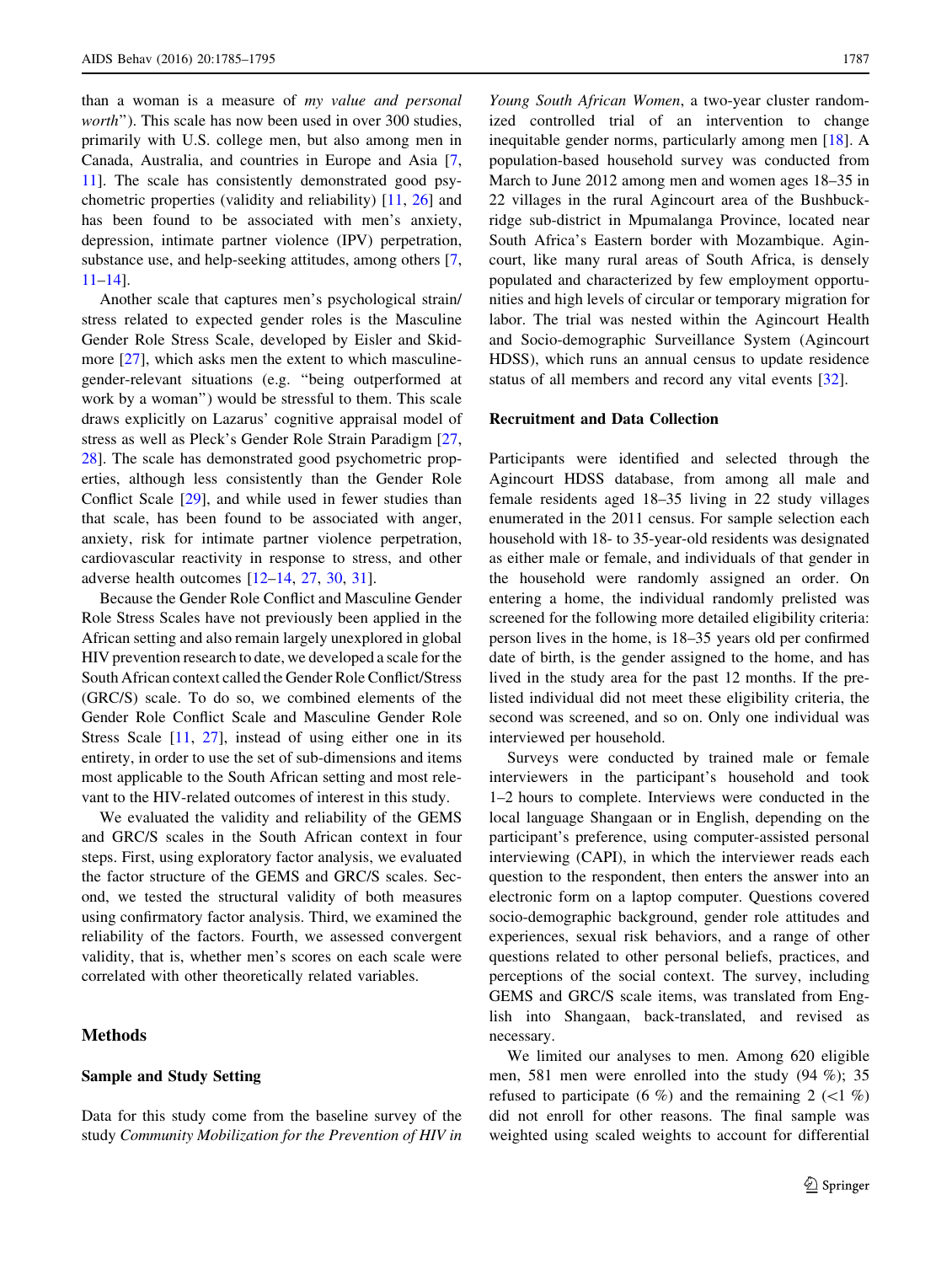than a woman is a measure of *my value and personal worth*"). This scale has now been used in over 300 studies, primarily with U.S. college men, but also among men in Canada, Australia, and countries in Europe and Asia [7, 11]. The scale has consistently demonstrated good psychometric properties (validity and reliability) [11, 26] and has been found to be associated with men's anxiety, depression, intimate partner violence (IPV) perpetration, substance use, and help-seeking attitudes, among others [7, 11–14].

Another scale that captures men's psychological strain/stress related to expected gender roles is the Masculine Gender Role Stress Scale, developed by Eisler and Skidmore [27], which asks men the extent to which masculine-gender-relevant situations (e.g. "being outperformed at work by a woman") would be stressful to them. This scale draws explicitly on Lazarus' cognitive appraisal model of stress as well as Pleck's Gender Role Strain Paradigm [27, 28]. The scale has demonstrated good psychometric properties, although less consistently than the Gender Role Conflict Scale [29], and while used in fewer studies than that scale, has been found to be associated with anger, anxiety, risk for intimate partner violence perpetration, cardiovascular reactivity in response to stress, and other adverse health outcomes [12–14, 27, 30, 31].

Because the Gender Role Conflict and Masculine Gender Role Stress Scales have not previously been applied in the African setting and also remain largely unexplored in global HIV prevention research to date, we developed a scale for the South African context called the Gender Role Conflict/Stress (GRC/S) scale. To do so, we combined elements of the Gender Role Conflict Scale and Masculine Gender Role Stress Scale [11, 27], instead of using either one in its entirety, in order to use the set of sub-dimensions and items most applicable to the South African setting and most relevant to the HIV-related outcomes of interest in this study.

We evaluated the validity and reliability of the GEMS and GRC/S scales in the South African context in four steps. First, using exploratory factor analysis, we evaluated the factor structure of the GEMS and GRC/S scales. Second, we tested the structural validity of both measures using confirmatory factor analysis. Third, we examined the reliability of the factors. Fourth, we assessed convergent validity, that is, whether men's scores on each scale were correlated with other theoretically related variables.

## Methods

### Sample and Study Setting

Data for this study come from the baseline survey of the study *Community Mobilization for the Prevention of HIV in Young South African Women*, a two-year cluster randomized controlled trial of an intervention to change inequitable gender norms, particularly among men [18]. A population-based household survey was conducted from March to June 2012 among men and women ages 18–35 in 22 villages in the rural Agincourt area of the Bushbuckridge sub-district in Mpumalanga Province, located near South Africa's Eastern border with Mozambique. Agincourt, like many rural areas of South Africa, is densely populated and characterized by few employment opportunities and high levels of circular or temporary migration for labor. The trial was nested within the Agincourt Health and Socio-demographic Surveillance System (Agincourt HDSS), which runs an annual census to update residence status of all members and record any vital events [32].

### Recruitment and Data Collection

Participants were identified and selected through the Agincourt HDSS database, from among all male and female residents aged 18–35 living in 22 study villages enumerated in the 2011 census. For sample selection each household with 18- to 35-year-old residents was designated as either male or female, and individuals of that gender in the household were randomly assigned an order. On entering a home, the individual randomly prelisted was screened for the following more detailed eligibility criteria: person lives in the home, is 18–35 years old per confirmed date of birth, is the gender assigned to the home, and has lived in the study area for the past 12 months. If the prelisted individual did not meet these eligibility criteria, the second was screened, and so on. Only one individual was interviewed per household.

Surveys were conducted by trained male or female interviewers in the participant's household and took 1–2 hours to complete. Interviews were conducted in the local language Shangaan or in English, depending on the participant's preference, using computer-assisted personal interviewing (CAPI), in which the interviewer reads each question to the respondent, then enters the answer into an electronic form on a laptop computer. Questions covered socio-demographic background, gender role attitudes and experiences, sexual risk behaviors, and a range of other questions related to other personal beliefs, practices, and perceptions of the social context. The survey, including GEMS and GRC/S scale items, was translated from English into Shangaan, back-translated, and revised as necessary.

We limited our analyses to men. Among 620 eligible men, 581 men were enrolled into the study (94 %); 35 refused to participate (6 %) and the remaining 2 (<1 %) did not enroll for other reasons. The final sample was weighted using scaled weights to account for differential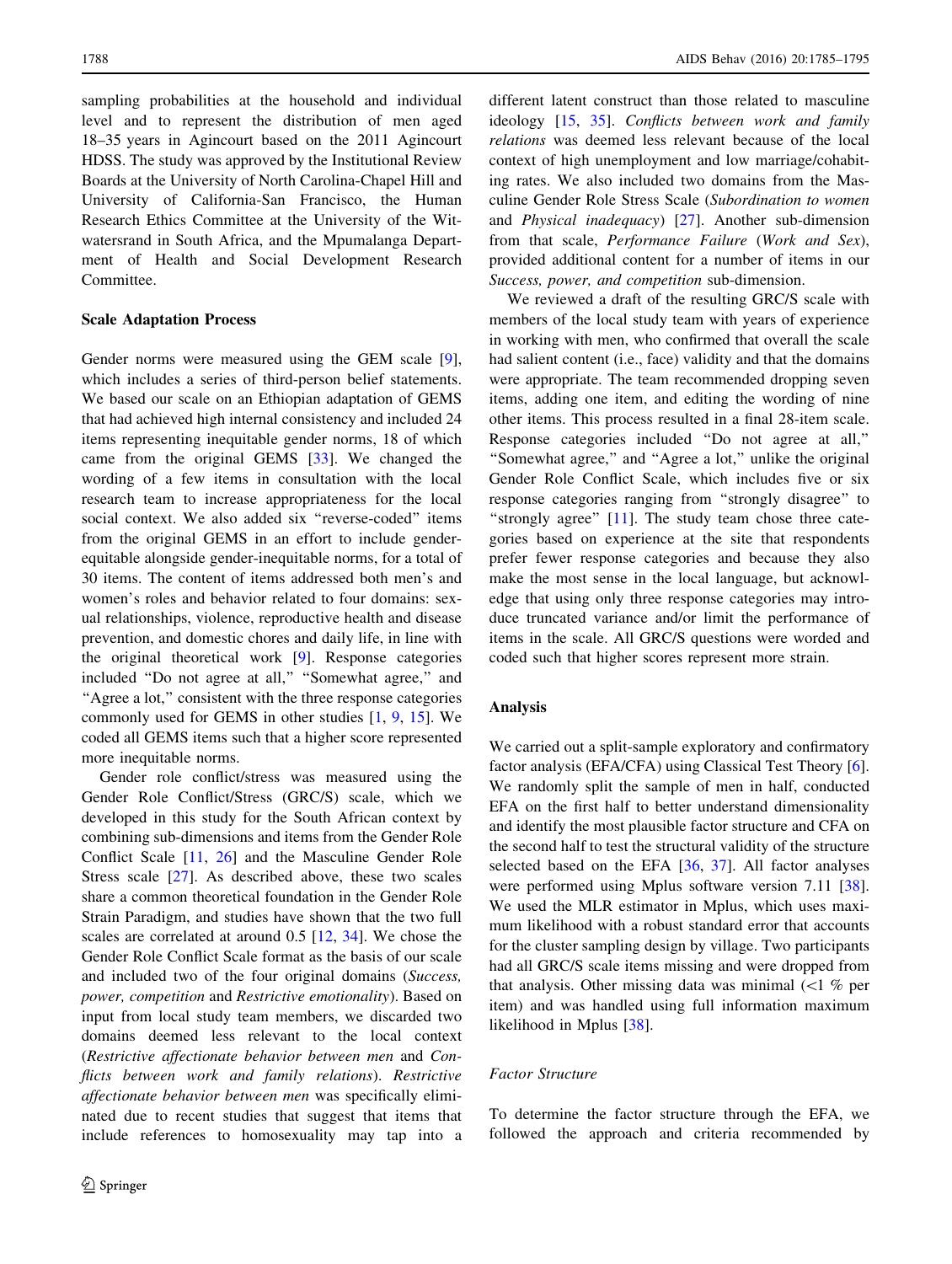sampling probabilities at the household and individual level and to represent the distribution of men aged 18–35 years in Agincourt based on the 2011 Agincourt HDSS. The study was approved by the Institutional Review Boards at the University of North Carolina-Chapel Hill and University of California-San Francisco, the Human Research Ethics Committee at the University of the Witwatersrand in South Africa, and the Mpumalanga Department of Health and Social Development Research Committee.

### Scale Adaptation Process

Gender norms were measured using the GEM scale [9], which includes a series of third-person belief statements. We based our scale on an Ethiopian adaptation of GEMS that had achieved high internal consistency and included 24 items representing inequitable gender norms, 18 of which came from the original GEMS [33]. We changed the wording of a few items in consultation with the local research team to increase appropriateness for the local social context. We also added six "reverse-coded" items from the original GEMS in an effort to include gender-equitable alongside gender-inequitable norms, for a total of 30 items. The content of items addressed both men's and women's roles and behavior related to four domains: sexual relationships, violence, reproductive health and disease prevention, and domestic chores and daily life, in line with the original theoretical work [9]. Response categories included "Do not agree at all," "Somewhat agree," and "Agree a lot," consistent with the three response categories commonly used for GEMS in other studies [1, 9, 15]. We coded all GEMS items such that a higher score represented more inequitable norms.

Gender role conflict/stress was measured using the Gender Role Conflict/Stress (GRC/S) scale, which we developed in this study for the South African context by combining sub-dimensions and items from the Gender Role Conflict Scale [11, 26] and the Masculine Gender Role Stress scale [27]. As described above, these two scales share a common theoretical foundation in the Gender Role Strain Paradigm, and studies have shown that the two full scales are correlated at around 0.5 [12, 34]. We chose the Gender Role Conflict Scale format as the basis of our scale and included two of the four original domains (*Success, power, competition* and *Restrictive emotionality*). Based on input from local study team members, we discarded two domains deemed less relevant to the local context (*Restrictive affectionate behavior between men* and *Conflicts between work and family relations*). *Restrictive affectionate behavior between men* was specifically eliminated due to recent studies that suggest that items that include references to homosexuality may tap into a different latent construct than those related to masculine ideology [15, 35]. *Conflicts between work and family relations* was deemed less relevant because of the local context of high unemployment and low marriage/cohabiting rates. We also included two domains from the Masculine Gender Role Stress Scale (*Subordination to women* and *Physical inadequacy*) [27]. Another sub-dimension from that scale, *Performance Failure* (*Work and Sex*), provided additional content for a number of items in our *Success, power, and competition* sub-dimension.

We reviewed a draft of the resulting GRC/S scale with members of the local study team with years of experience in working with men, who confirmed that overall the scale had salient content (i.e., face) validity and that the domains were appropriate. The team recommended dropping seven items, adding one item, and editing the wording of nine other items. This process resulted in a final 28-item scale. Response categories included "Do not agree at all," "Somewhat agree," and "Agree a lot," unlike the original Gender Role Conflict Scale, which includes five or six response categories ranging from "strongly disagree" to "strongly agree" [11]. The study team chose three categories based on experience at the site that respondents prefer fewer response categories and because they also make the most sense in the local language, but acknowledge that using only three response categories may introduce truncated variance and/or limit the performance of items in the scale. All GRC/S questions were worded and coded such that higher scores represent more strain.

## Analysis

We carried out a split-sample exploratory and confirmatory factor analysis (EFA/CFA) using Classical Test Theory [6]. We randomly split the sample of men in half, conducted EFA on the first half to better understand dimensionality and identify the most plausible factor structure and CFA on the second half to test the structural validity of the structure selected based on the EFA [36, 37]. All factor analyses were performed using Mplus software version 7.11 [38]. We used the MLR estimator in Mplus, which uses maximum likelihood with a robust standard error that accounts for the cluster sampling design by village. Two participants had all GRC/S scale items missing and were dropped from that analysis. Other missing data was minimal (<1 % per item) and was handled using full information maximum likelihood in Mplus [38].

### Factor Structure

To determine the factor structure through the EFA, we followed the approach and criteria recommended by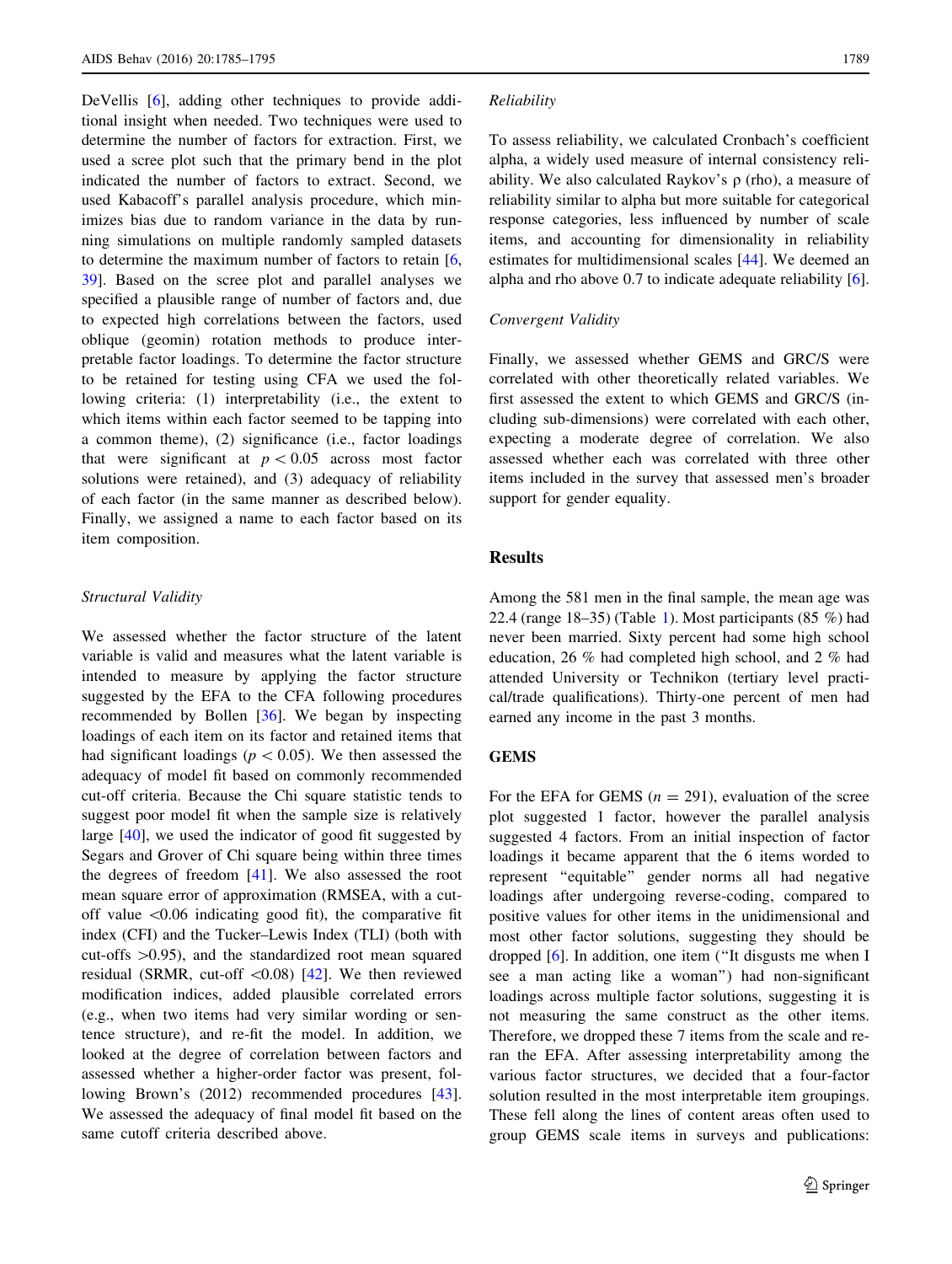DeVellis [6], adding other techniques to provide additional insight when needed. Two techniques were used to determine the number of factors for extraction. First, we used a scree plot such that the primary bend in the plot indicated the number of factors to extract. Second, we used Kabacoff's parallel analysis procedure, which minimizes bias due to random variance in the data by running simulations on multiple randomly sampled datasets to determine the maximum number of factors to retain [6, 39]. Based on the scree plot and parallel analyses we specified a plausible range of number of factors and, due to expected high correlations between the factors, used oblique (geomin) rotation methods to produce interpretable factor loadings. To determine the factor structure to be retained for testing using CFA we used the following criteria: (1) interpretability (i.e., the extent to which items within each factor seemed to be tapping into a common theme), (2) significance (i.e., factor loadings that were significant at $p < 0.05$ across most factor solutions were retained), and (3) adequacy of reliability of each factor (in the same manner as described below). Finally, we assigned a name to each factor based on its item composition.

*Structural Validity*

We assessed whether the factor structure of the latent variable is valid and measures what the latent variable is intended to measure by applying the factor structure suggested by the EFA to the CFA following procedures recommended by Bollen [36]. We began by inspecting loadings of each item on its factor and retained items that had significant loadings ($p < 0.05$). We then assessed the adequacy of model fit based on commonly recommended cut-off criteria. Because the Chi square statistic tends to suggest poor model fit when the sample size is relatively large [40], we used the indicator of good fit suggested by Segars and Grover of Chi square being within three times the degrees of freedom [41]. We also assessed the root mean square error of approximation (RMSEA, with a cut-off value <0.06 indicating good fit), the comparative fit index (CFI) and the Tucker–Lewis Index (TLI) (both with cut-offs >0.95), and the standardized root mean squared residual (SRMR, cut-off <0.08) [42]. We then reviewed modification indices, added plausible correlated errors (e.g., when two items had very similar wording or sentence structure), and re-fit the model. In addition, we looked at the degree of correlation between factors and assessed whether a higher-order factor was present, following Brown's (2012) recommended procedures [43]. We assessed the adequacy of final model fit based on the same cutoff criteria described above.

*Reliability*

To assess reliability, we calculated Cronbach's coefficient alpha, a widely used measure of internal consistency reliability. We also calculated Raykov's ρ (rho), a measure of reliability similar to alpha but more suitable for categorical response categories, less influenced by number of scale items, and accounting for dimensionality in reliability estimates for multidimensional scales [44]. We deemed an alpha and rho above 0.7 to indicate adequate reliability [6].

*Convergent Validity*

Finally, we assessed whether GEMS and GRC/S were correlated with other theoretically related variables. We first assessed the extent to which GEMS and GRC/S (including sub-dimensions) were correlated with each other, expecting a moderate degree of correlation. We also assessed whether each was correlated with three other items included in the survey that assessed men's broader support for gender equality.

## Results

Among the 581 men in the final sample, the mean age was 22.4 (range 18–35) (Table 1). Most participants (85 %) had never been married. Sixty percent had some high school education, 26 % had completed high school, and 2 % had attended University or Technikon (tertiary level practical/trade qualifications). Thirty-one percent of men had earned any income in the past 3 months.

### GEMS

For the EFA for GEMS ($n = 291$), evaluation of the scree plot suggested 1 factor, however the parallel analysis suggested 4 factors. From an initial inspection of factor loadings it became apparent that the 6 items worded to represent "equitable" gender norms all had negative loadings after undergoing reverse-coding, compared to positive values for other items in the unidimensional and most other factor solutions, suggesting they should be dropped [6]. In addition, one item ("It disgusts me when I see a man acting like a woman") had non-significant loadings across multiple factor solutions, suggesting it is not measuring the same construct as the other items. Therefore, we dropped these 7 items from the scale and re-ran the EFA. After assessing interpretability among the various factor structures, we decided that a four-factor solution resulted in the most interpretable item groupings. These fell along the lines of content areas often used to group GEMS scale items in surveys and publications: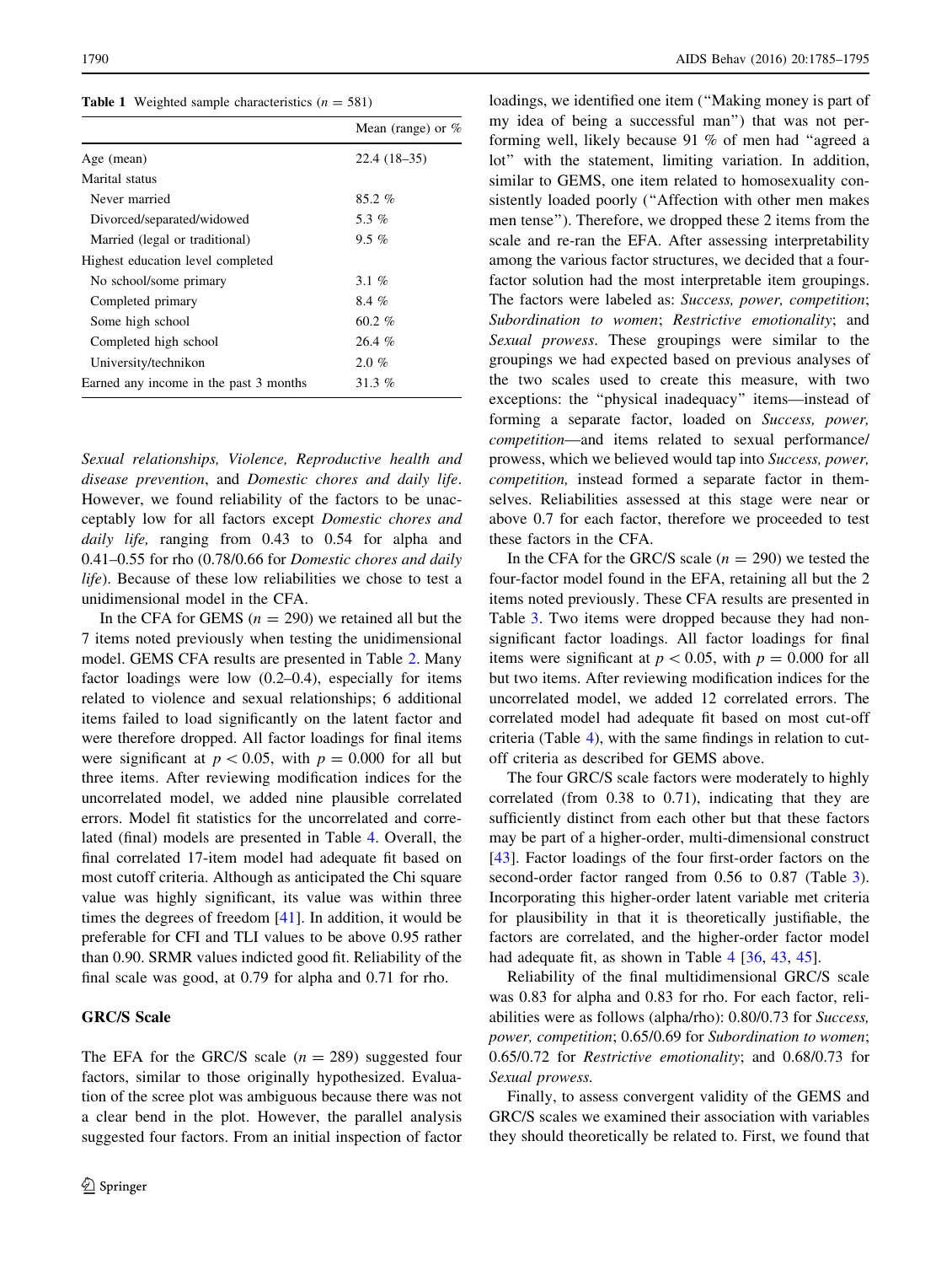**Table 1** Weighted sample characteristics ($n = 581$)

| | Mean (range) or % |
|---|---|
| Age (mean) | 22.4 (18–35) |
| Marital status | |
| Never married | 85.2 % |
| Divorced/separated/widowed | 5.3 % |
| Married (legal or traditional) | 9.5 % |
| Highest education level completed | |
| No school/some primary | 3.1 % |
| Completed primary | 8.4 % |
| Some high school | 60.2 % |
| Completed high school | 26.4 % |
| University/technikon | 2.0 % |
| Earned any income in the past 3 months | 31.3 % |

*Sexual relationships, Violence, Reproductive health and disease prevention*, and *Domestic chores and daily life*. However, we found reliability of the factors to be unacceptably low for all factors except *Domestic chores and daily life,* ranging from 0.43 to 0.54 for alpha and 0.41–0.55 for rho (0.78/0.66 for *Domestic chores and daily life*). Because of these low reliabilities we chose to test a unidimensional model in the CFA.

In the CFA for GEMS ($n = 290$) we retained all but the 7 items noted previously when testing the unidimensional model. GEMS CFA results are presented in Table 2. Many factor loadings were low (0.2–0.4), especially for items related to violence and sexual relationships; 6 additional items failed to load significantly on the latent factor and were therefore dropped. All factor loadings for final items were significant at $p < 0.05$, with $p = 0.000$ for all but three items. After reviewing modification indices for the uncorrelated model, we added nine plausible correlated errors. Model fit statistics for the uncorrelated and correlated (final) models are presented in Table 4. Overall, the final correlated 17-item model had adequate fit based on most cutoff criteria. Although as anticipated the Chi square value was highly significant, its value was within three times the degrees of freedom [41]. In addition, it would be preferable for CFI and TLI values to be above 0.95 rather than 0.90. SRMR values indicted good fit. Reliability of the final scale was good, at 0.79 for alpha and 0.71 for rho.

## GRC/S Scale

The EFA for the GRC/S scale ($n = 289$) suggested four factors, similar to those originally hypothesized. Evaluation of the scree plot was ambiguous because there was not a clear bend in the plot. However, the parallel analysis suggested four factors. From an initial inspection of factor loadings, we identified one item ("Making money is part of my idea of being a successful man") that was not performing well, likely because 91 % of men had "agreed a lot" with the statement, limiting variation. In addition, similar to GEMS, one item related to homosexuality consistently loaded poorly ("Affection with other men makes men tense"). Therefore, we dropped these 2 items from the scale and re-ran the EFA. After assessing interpretability among the various factor structures, we decided that a four-factor solution had the most interpretable item groupings. The factors were labeled as: *Success, power, competition*; *Subordination to women*; *Restrictive emotionality*; and *Sexual prowess*. These groupings were similar to the groupings we had expected based on previous analyses of the two scales used to create this measure, with two exceptions: the "physical inadequacy" items—instead of forming a separate factor, loaded on *Success, power, competition*—and items related to sexual performance/prowess, which we believed would tap into *Success, power, competition,* instead formed a separate factor in themselves. Reliabilities assessed at this stage were near or above 0.7 for each factor, therefore we proceeded to test these factors in the CFA.

In the CFA for the GRC/S scale ($n = 290$) we tested the four-factor model found in the EFA, retaining all but the 2 items noted previously. These CFA results are presented in Table 3. Two items were dropped because they had non-significant factor loadings. All factor loadings for final items were significant at $p < 0.05$, with $p = 0.000$ for all but two items. After reviewing modification indices for the uncorrelated model, we added 12 correlated errors. The correlated model had adequate fit based on most cut-off criteria (Table 4), with the same findings in relation to cut-off criteria as described for GEMS above.

The four GRC/S scale factors were moderately to highly correlated (from 0.38 to 0.71), indicating that they are sufficiently distinct from each other but that these factors may be part of a higher-order, multi-dimensional construct [43]. Factor loadings of the four first-order factors on the second-order factor ranged from 0.56 to 0.87 (Table 3). Incorporating this higher-order latent variable met criteria for plausibility in that it is theoretically justifiable, the factors are correlated, and the higher-order factor model had adequate fit, as shown in Table 4 [36, 43, 45].

Reliability of the final multidimensional GRC/S scale was 0.83 for alpha and 0.83 for rho. For each factor, reliabilities were as follows (alpha/rho): 0.80/0.73 for *Success, power, competition*; 0.65/0.69 for *Subordination to women*; 0.65/0.72 for *Restrictive emotionality*; and 0.68/0.73 for *Sexual prowess.*

Finally, to assess convergent validity of the GEMS and GRC/S scales we examined their association with variables they should theoretically be related to. First, we found that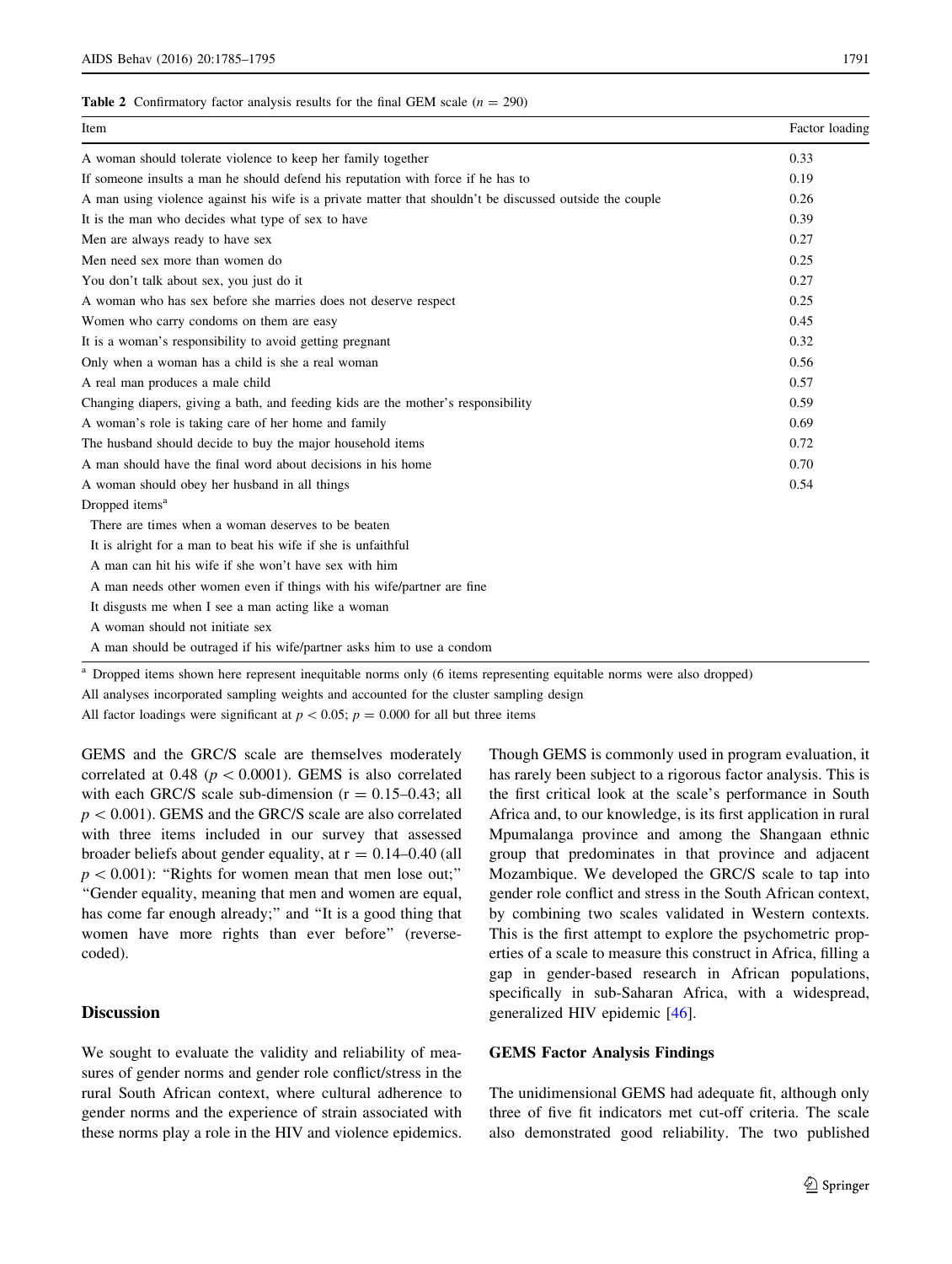**Table 2** Confirmatory factor analysis results for the final GEM scale ($n = 290$)

| Item | Factor loading |
|---|---|
| A woman should tolerate violence to keep her family together | 0.33 |
| If someone insults a man he should defend his reputation with force if he has to | 0.19 |
| A man using violence against his wife is a private matter that shouldn't be discussed outside the couple | 0.26 |
| It is the man who decides what type of sex to have | 0.39 |
| Men are always ready to have sex | 0.27 |
| Men need sex more than women do | 0.25 |
| You don't talk about sex, you just do it | 0.27 |
| A woman who has sex before she marries does not deserve respect | 0.25 |
| Women who carry condoms on them are easy | 0.45 |
| It is a woman's responsibility to avoid getting pregnant | 0.32 |
| Only when a woman has a child is she a real woman | 0.56 |
| A real man produces a male child | 0.57 |
| Changing diapers, giving a bath, and feeding kids are the mother's responsibility | 0.59 |
| A woman's role is taking care of her home and family | 0.69 |
| The husband should decide to buy the major household items | 0.72 |
| A man should have the final word about decisions in his home | 0.70 |
| A woman should obey her husband in all things | 0.54 |
| Dropped items[a] | |
| There are times when a woman deserves to be beaten | |
| It is alright for a man to beat his wife if she is unfaithful | |
| A man can hit his wife if she won't have sex with him | |
| A man needs other women even if things with his wife/partner are fine | |
| It disgusts me when I see a man acting like a woman | |
| A woman should not initiate sex | |
| A man should be outraged if his wife/partner asks him to use a condom | |

[a] Dropped items shown here represent inequitable norms only (6 items representing equitable norms were also dropped)

All analyses incorporated sampling weights and accounted for the cluster sampling design

All factor loadings were significant at $p < 0.05$; $p = 0.000$ for all but three items

GEMS and the GRC/S scale are themselves moderately correlated at 0.48 ($p < 0.0001$). GEMS is also correlated with each GRC/S scale sub-dimension ($r = 0.15$–$0.43$; all $p < 0.001$). GEMS and the GRC/S scale are also correlated with three items included in our survey that assessed broader beliefs about gender equality, at $r = 0.14$–$0.40$ (all $p < 0.001$): "Rights for women mean that men lose out;" "Gender equality, meaning that men and women are equal, has come far enough already;" and "It is a good thing that women have more rights than ever before" (reverse-coded).

## Discussion

We sought to evaluate the validity and reliability of measures of gender norms and gender role conflict/stress in the rural South African context, where cultural adherence to gender norms and the experience of strain associated with these norms play a role in the HIV and violence epidemics. Though GEMS is commonly used in program evaluation, it has rarely been subject to a rigorous factor analysis. This is the first critical look at the scale's performance in South Africa and, to our knowledge, is its first application in rural Mpumalanga province and among the Shangaan ethnic group that predominates in that province and adjacent Mozambique. We developed the GRC/S scale to tap into gender role conflict and stress in the South African context, by combining two scales validated in Western contexts. This is the first attempt to explore the psychometric properties of a scale to measure this construct in Africa, filling a gap in gender-based research in African populations, specifically in sub-Saharan Africa, with a widespread, generalized HIV epidemic [46].

### GEMS Factor Analysis Findings

The unidimensional GEMS had adequate fit, although only three of five fit indicators met cut-off criteria. The scale also demonstrated good reliability. The two published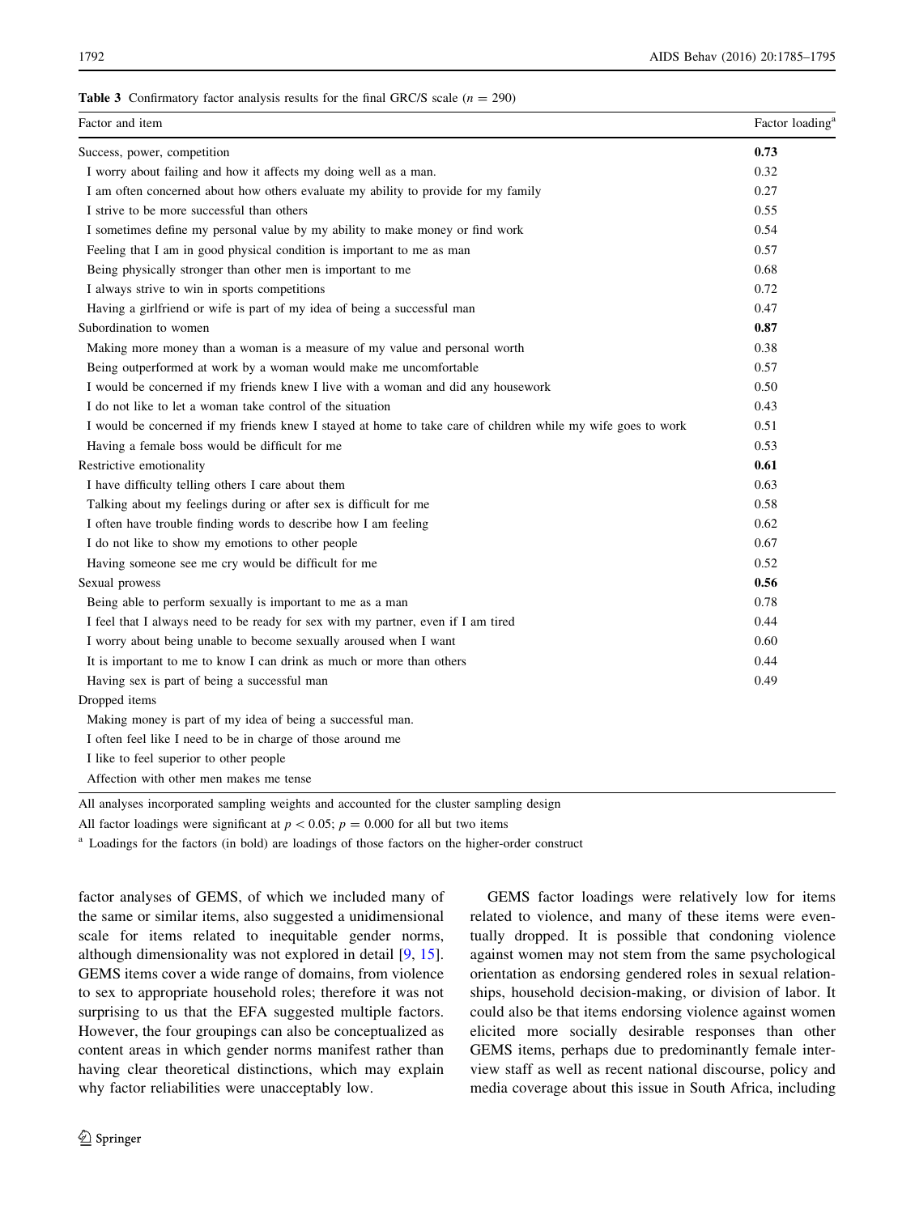**Table 3** Confirmatory factor analysis results for the final GRC/S scale ($n = 290$)

| Factor and item | Factor loading[a] |
|---|---|
| Success, power, competition | **0.73** |
| I worry about failing and how it affects my doing well as a man. | 0.32 |
| I am often concerned about how others evaluate my ability to provide for my family | 0.27 |
| I strive to be more successful than others | 0.55 |
| I sometimes define my personal value by my ability to make money or find work | 0.54 |
| Feeling that I am in good physical condition is important to me as man | 0.57 |
| Being physically stronger than other men is important to me | 0.68 |
| I always strive to win in sports competitions | 0.72 |
| Having a girlfriend or wife is part of my idea of being a successful man | 0.47 |
| Subordination to women | **0.87** |
| Making more money than a woman is a measure of my value and personal worth | 0.38 |
| Being outperformed at work by a woman would make me uncomfortable | 0.57 |
| I would be concerned if my friends knew I live with a woman and did any housework | 0.50 |
| I do not like to let a woman take control of the situation | 0.43 |
| I would be concerned if my friends knew I stayed at home to take care of children while my wife goes to work | 0.51 |
| Having a female boss would be difficult for me | 0.53 |
| Restrictive emotionality | **0.61** |
| I have difficulty telling others I care about them | 0.63 |
| Talking about my feelings during or after sex is difficult for me | 0.58 |
| I often have trouble finding words to describe how I am feeling | 0.62 |
| I do not like to show my emotions to other people | 0.67 |
| Having someone see me cry would be difficult for me | 0.52 |
| Sexual prowess | **0.56** |
| Being able to perform sexually is important to me as a man | 0.78 |
| I feel that I always need to be ready for sex with my partner, even if I am tired | 0.44 |
| I worry about being unable to become sexually aroused when I want | 0.60 |
| It is important to me to know I can drink as much or more than others | 0.44 |
| Having sex is part of being a successful man | 0.49 |
| Dropped items | |
| Making money is part of my idea of being a successful man. | |
| I often feel like I need to be in charge of those around me | |
| I like to feel superior to other people | |
| Affection with other men makes me tense | |

All analyses incorporated sampling weights and accounted for the cluster sampling design

All factor loadings were significant at $p < 0.05$; $p = 0.000$ for all but two items

[a] Loadings for the factors (in bold) are loadings of those factors on the higher-order construct

factor analyses of GEMS, of which we included many of the same or similar items, also suggested a unidimensional scale for items related to inequitable gender norms, although dimensionality was not explored in detail [9, 15]. GEMS items cover a wide range of domains, from violence to sex to appropriate household roles; therefore it was not surprising to us that the EFA suggested multiple factors. However, the four groupings can also be conceptualized as content areas in which gender norms manifest rather than having clear theoretical distinctions, which may explain why factor reliabilities were unacceptably low.

GEMS factor loadings were relatively low for items related to violence, and many of these items were eventually dropped. It is possible that condoning violence against women may not stem from the same psychological orientation as endorsing gendered roles in sexual relationships, household decision-making, or division of labor. It could also be that items endorsing violence against women elicited more socially desirable responses than other GEMS items, perhaps due to predominantly female interview staff as well as recent national discourse, policy and media coverage about this issue in South Africa, including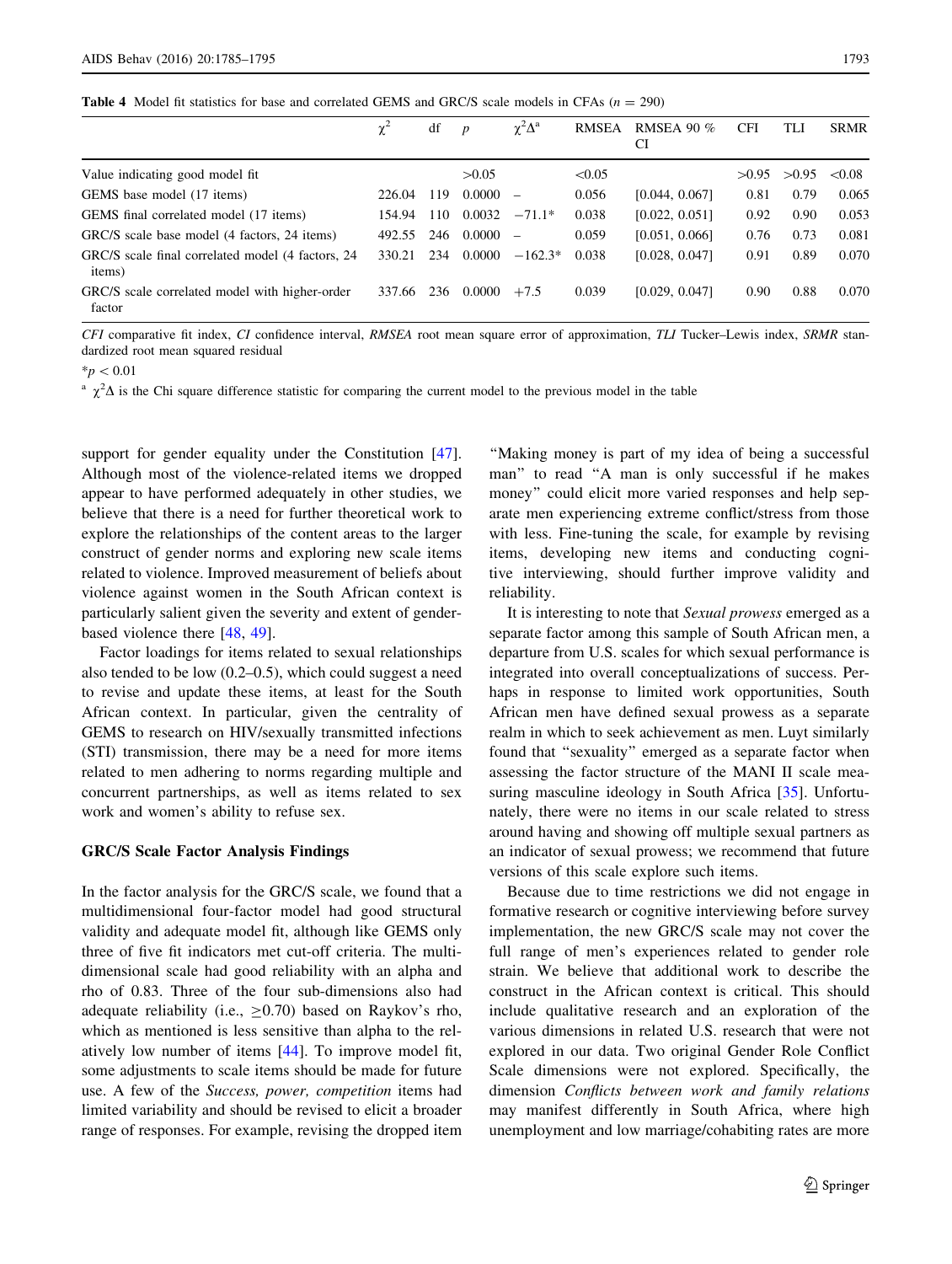**Table 4** Model fit statistics for base and correlated GEMS and GRC/S scale models in CFAs ($n = 290$)

| | $\chi^2$ | df | $p$ | $\chi^2\Delta$[a] | RMSEA | RMSEA 90 % CI | CFI | TLI | SRMR |
|---|---|---|---|---|---|---|---|---|---|
| Value indicating good model fit | | | >0.05 | | <0.05 | | >0.95 | >0.95 | <0.08 |
| GEMS base model (17 items) | 226.04 | 119 | 0.0000 | – | 0.056 | [0.044, 0.067] | 0.81 | 0.79 | 0.065 |
| GEMS final correlated model (17 items) | 154.94 | 110 | 0.0032 | −71.1* | 0.038 | [0.022, 0.051] | 0.92 | 0.90 | 0.053 |
| GRC/S scale base model (4 factors, 24 items) | 492.55 | 246 | 0.0000 | – | 0.059 | [0.051, 0.066] | 0.76 | 0.73 | 0.081 |
| GRC/S scale final correlated model (4 factors, 24 items) | 330.21 | 234 | 0.0000 | −162.3* | 0.038 | [0.028, 0.047] | 0.91 | 0.89 | 0.070 |
| GRC/S scale correlated model with higher-order factor | 337.66 | 236 | 0.0000 | +7.5 | 0.039 | [0.029, 0.047] | 0.90 | 0.88 | 0.070 |

*CFI* comparative fit index, *CI* confidence interval, *RMSEA* root mean square error of approximation, *TLI* Tucker–Lewis index, *SRMR* standardized root mean squared residual

* $p < 0.01$

[a] $\chi^2\Delta$ is the Chi square difference statistic for comparing the current model to the previous model in the table

support for gender equality under the Constitution [47]. Although most of the violence-related items we dropped appear to have performed adequately in other studies, we believe that there is a need for further theoretical work to explore the relationships of the content areas to the larger construct of gender norms and exploring new scale items related to violence. Improved measurement of beliefs about violence against women in the South African context is particularly salient given the severity and extent of gender-based violence there [48, 49].

Factor loadings for items related to sexual relationships also tended to be low (0.2–0.5), which could suggest a need to revise and update these items, at least for the South African context. In particular, given the centrality of GEMS to research on HIV/sexually transmitted infections (STI) transmission, there may be a need for more items related to men adhering to norms regarding multiple and concurrent partnerships, as well as items related to sex work and women's ability to refuse sex.

### GRC/S Scale Factor Analysis Findings

In the factor analysis for the GRC/S scale, we found that a multidimensional four-factor model had good structural validity and adequate model fit, although like GEMS only three of five fit indicators met cut-off criteria. The multidimensional scale had good reliability with an alpha and rho of 0.83. Three of the four sub-dimensions also had adequate reliability (i.e., $\geq$0.70) based on Raykov's rho, which as mentioned is less sensitive than alpha to the relatively low number of items [44]. To improve model fit, some adjustments to scale items should be made for future use. A few of the *Success, power, competition* items had limited variability and should be revised to elicit a broader range of responses. For example, revising the dropped item "Making money is part of my idea of being a successful man" to read "A man is only successful if he makes money" could elicit more varied responses and help separate men experiencing extreme conflict/stress from those with less. Fine-tuning the scale, for example by revising items, developing new items and conducting cognitive interviewing, should further improve validity and reliability.

It is interesting to note that *Sexual prowess* emerged as a separate factor among this sample of South African men, a departure from U.S. scales for which sexual performance is integrated into overall conceptualizations of success. Perhaps in response to limited work opportunities, South African men have defined sexual prowess as a separate realm in which to seek achievement as men. Luyt similarly found that "sexuality" emerged as a separate factor when assessing the factor structure of the MANI II scale measuring masculine ideology in South Africa [35]. Unfortunately, there were no items in our scale related to stress around having and showing off multiple sexual partners as an indicator of sexual prowess; we recommend that future versions of this scale explore such items.

Because due to time restrictions we did not engage in formative research or cognitive interviewing before survey implementation, the new GRC/S scale may not cover the full range of men's experiences related to gender role strain. We believe that additional work to describe the construct in the African context is critical. This should include qualitative research and an exploration of the various dimensions in related U.S. research that were not explored in our data. Two original Gender Role Conflict Scale dimensions were not explored. Specifically, the dimension *Conflicts between work and family relations* may manifest differently in South Africa, where high unemployment and low marriage/cohabiting rates are more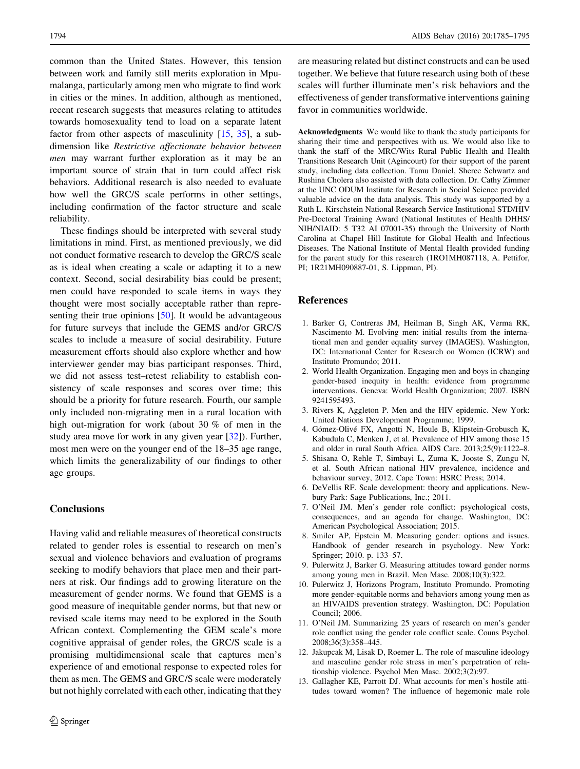common than the United States. However, this tension between work and family still merits exploration in Mpumalanga, particularly among men who migrate to find work in cities or the mines. In addition, although as mentioned, recent research suggests that measures relating to attitudes towards homosexuality tend to load on a separate latent factor from other aspects of masculinity [15, 35], a subdimension like *Restrictive affectionate behavior between men* may warrant further exploration as it may be an important source of strain that in turn could affect risk behaviors. Additional research is also needed to evaluate how well the GRC/S scale performs in other settings, including confirmation of the factor structure and scale reliability.

These findings should be interpreted with several study limitations in mind. First, as mentioned previously, we did not conduct formative research to develop the GRC/S scale as is ideal when creating a scale or adapting it to a new context. Second, social desirability bias could be present; men could have responded to scale items in ways they thought were most socially acceptable rather than representing their true opinions [50]. It would be advantageous for future surveys that include the GEMS and/or GRC/S scales to include a measure of social desirability. Future measurement efforts should also explore whether and how interviewer gender may bias participant responses. Third, we did not assess test–retest reliability to establish consistency of scale responses and scores over time; this should be a priority for future research. Fourth, our sample only included non-migrating men in a rural location with high out-migration for work (about 30 % of men in the study area move for work in any given year [32]). Further, most men were on the younger end of the 18–35 age range, which limits the generalizability of our findings to other age groups.

## Conclusions

Having valid and reliable measures of theoretical constructs related to gender roles is essential to research on men's sexual and violence behaviors and evaluation of programs seeking to modify behaviors that place men and their partners at risk. Our findings add to growing literature on the measurement of gender norms. We found that GEMS is a good measure of inequitable gender norms, but that new or revised scale items may need to be explored in the South African context. Complementing the GEM scale's more cognitive appraisal of gender roles, the GRC/S scale is a promising multidimensional scale that captures men's experience of and emotional response to expected roles for them as men. The GEMS and GRC/S scale were moderately but not highly correlated with each other, indicating that they are measuring related but distinct constructs and can be used together. We believe that future research using both of these scales will further illuminate men's risk behaviors and the effectiveness of gender transformative interventions gaining favor in communities worldwide.

**Acknowledgments** We would like to thank the study participants for sharing their time and perspectives with us. We would also like to thank the staff of the MRC/Wits Rural Public Health and Health Transitions Research Unit (Agincourt) for their support of the parent study, including data collection. Tamu Daniel, Sheree Schwartz and Rushina Cholera also assisted with data collection. Dr. Cathy Zimmer at the UNC ODUM Institute for Research in Social Science provided valuable advice on the data analysis. This study was supported by a Ruth L. Kirschstein National Research Service Institutional STD/HIV Pre-Doctoral Training Award (National Institutes of Health DHHS/NIH/NIAID: 5 T32 AI 07001-35) through the University of North Carolina at Chapel Hill Institute for Global Health and Infectious Diseases. The National Institute of Mental Health provided funding for the parent study for this research (1RO1MH087118, A. Pettifor, PI; 1R21MH090887-01, S. Lippman, PI).

## References

1. Barker G, Contreras JM, Heilman B, Singh AK, Verma RK, Nascimento M. Evolving men: initial results from the international men and gender equality survey (IMAGES). Washington, DC: International Center for Research on Women (ICRW) and Instituto Promundo; 2011.
2. World Health Organization. Engaging men and boys in changing gender-based inequity in health: evidence from programme interventions. Geneva: World Health Organization; 2007. ISBN 9241595493.
3. Rivers K, Aggleton P. Men and the HIV epidemic. New York: United Nations Development Programme; 1999.
4. Gómez-Olivé FX, Angotti N, Houle B, Klipstein-Grobusch K, Kabudula C, Menken J, et al. Prevalence of HIV among those 15 and older in rural South Africa. AIDS Care. 2013;25(9):1122–8.
5. Shisana O, Rehle T, Simbayi L, Zuma K, Jooste S, Zungu N, et al. South African national HIV prevalence, incidence and behaviour survey, 2012. Cape Town: HSRC Press; 2014.
6. DeVellis RF. Scale development: theory and applications. Newbury Park: Sage Publications, Inc.; 2011.
7. O'Neil JM. Men's gender role conflict: psychological costs, consequences, and an agenda for change. Washington, DC: American Psychological Association; 2015.
8. Smiler AP, Epstein M. Measuring gender: options and issues. Handbook of gender research in psychology. New York: Springer; 2010. p. 133–57.
9. Pulerwitz J, Barker G. Measuring attitudes toward gender norms among young men in Brazil. Men Masc. 2008;10(3):322.
10. Pulerwitz J, Horizons Program, Instituto Promundo. Promoting more gender-equitable norms and behaviors among young men as an HIV/AIDS prevention strategy. Washington, DC: Population Council; 2006.
11. O'Neil JM. Summarizing 25 years of research on men's gender role conflict using the gender role conflict scale. Couns Psychol. 2008;36(3):358–445.
12. Jakupcak M, Lisak D, Roemer L. The role of masculine ideology and masculine gender role stress in men's perpetration of relationship violence. Psychol Men Masc. 2002;3(2):97.
13. Gallagher KE, Parrott DJ. What accounts for men's hostile attitudes toward women? The influence of hegemonic male role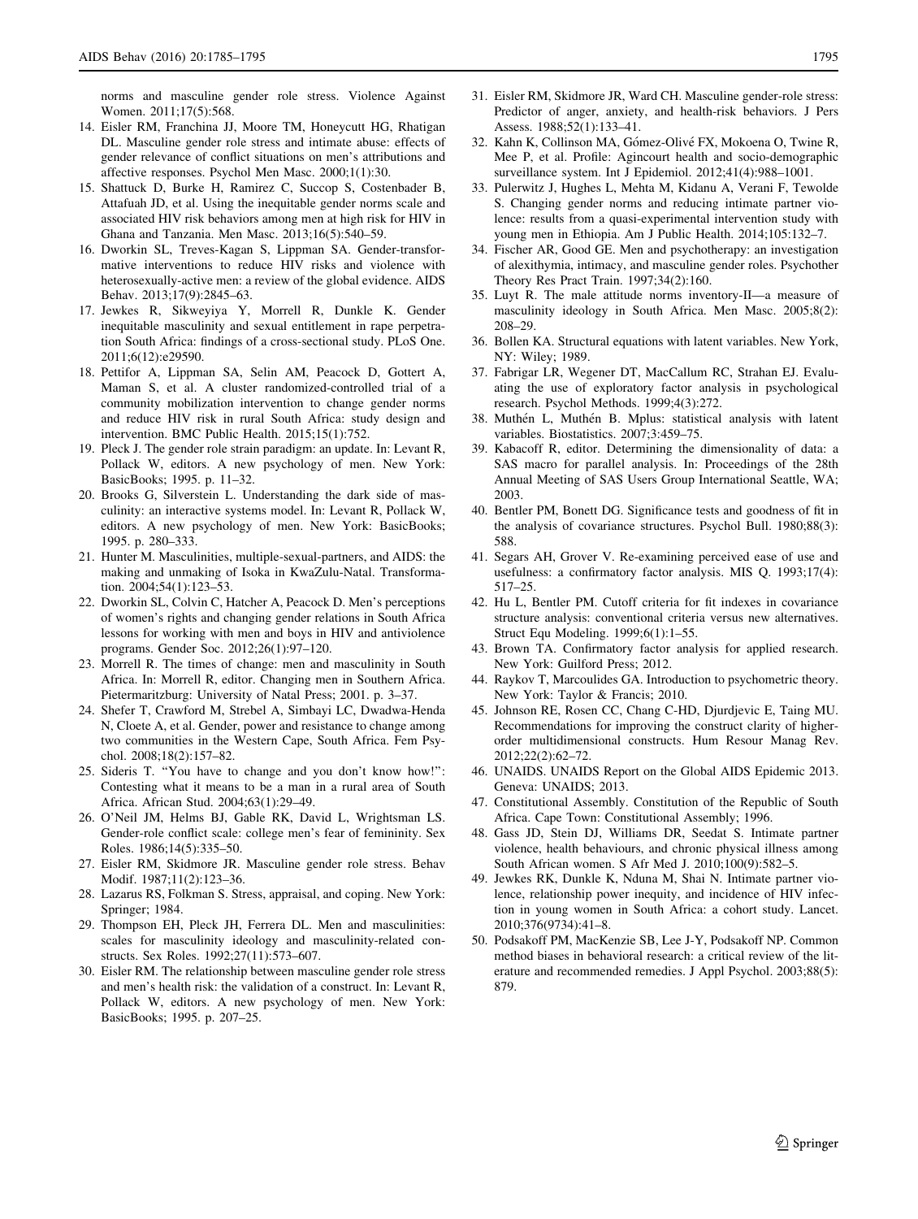norms and masculine gender role stress. Violence Against Women. 2011;17(5):568.

14. Eisler RM, Franchina JJ, Moore TM, Honeycutt HG, Rhatigan DL. Masculine gender role stress and intimate abuse: effects of gender relevance of conflict situations on men's attributions and affective responses. Psychol Men Masc. 2000;1(1):30.
15. Shattuck D, Burke H, Ramirez C, Succop S, Costenbader B, Attafuah JD, et al. Using the inequitable gender norms scale and associated HIV risk behaviors among men at high risk for HIV in Ghana and Tanzania. Men Masc. 2013;16(5):540–59.
16. Dworkin SL, Treves-Kagan S, Lippman SA. Gender-transformative interventions to reduce HIV risks and violence with heterosexually-active men: a review of the global evidence. AIDS Behav. 2013;17(9):2845–63.
17. Jewkes R, Sikweyiya Y, Morrell R, Dunkle K. Gender inequitable masculinity and sexual entitlement in rape perpetration South Africa: findings of a cross-sectional study. PLoS One. 2011;6(12):e29590.
18. Pettifor A, Lippman SA, Selin AM, Peacock D, Gottert A, Maman S, et al. A cluster randomized-controlled trial of a community mobilization intervention to change gender norms and reduce HIV risk in rural South Africa: study design and intervention. BMC Public Health. 2015;15(1):752.
19. Pleck J. The gender role strain paradigm: an update. In: Levant R, Pollack W, editors. A new psychology of men. New York: BasicBooks; 1995. p. 11–32.
20. Brooks G, Silverstein L. Understanding the dark side of masculinity: an interactive systems model. In: Levant R, Pollack W, editors. A new psychology of men. New York: BasicBooks; 1995. p. 280–333.
21. Hunter M. Masculinities, multiple-sexual-partners, and AIDS: the making and unmaking of Isoka in KwaZulu-Natal. Transformation. 2004;54(1):123–53.
22. Dworkin SL, Colvin C, Hatcher A, Peacock D. Men's perceptions of women's rights and changing gender relations in South Africa lessons for working with men and boys in HIV and antiviolence programs. Gender Soc. 2012;26(1):97–120.
23. Morrell R. The times of change: men and masculinity in South Africa. In: Morrell R, editor. Changing men in Southern Africa. Pietermaritzburg: University of Natal Press; 2001. p. 3–37.
24. Shefer T, Crawford M, Strebel A, Simbayi LC, Dwadwa-Henda N, Cloete A, et al. Gender, power and resistance to change among two communities in the Western Cape, South Africa. Fem Psychol. 2008;18(2):157–82.
25. Sideris T. "You have to change and you don't know how!": Contesting what it means to be a man in a rural area of South Africa. African Stud. 2004;63(1):29–49.
26. O'Neil JM, Helms BJ, Gable RK, David L, Wrightsman LS. Gender-role conflict scale: college men's fear of femininity. Sex Roles. 1986;14(5):335–50.
27. Eisler RM, Skidmore JR. Masculine gender role stress. Behav Modif. 1987;11(2):123–36.
28. Lazarus RS, Folkman S. Stress, appraisal, and coping. New York: Springer; 1984.
29. Thompson EH, Pleck JH, Ferrera DL. Men and masculinities: scales for masculinity ideology and masculinity-related constructs. Sex Roles. 1992;27(11):573–607.
30. Eisler RM. The relationship between masculine gender role stress and men's health risk: the validation of a construct. In: Levant R, Pollack W, editors. A new psychology of men. New York: BasicBooks; 1995. p. 207–25.
31. Eisler RM, Skidmore JR, Ward CH. Masculine gender-role stress: Predictor of anger, anxiety, and health-risk behaviors. J Pers Assess. 1988;52(1):133–41.
32. Kahn K, Collinson MA, Gómez-Olivé FX, Mokoena O, Twine R, Mee P, et al. Profile: Agincourt health and socio-demographic surveillance system. Int J Epidemiol. 2012;41(4):988–1001.
33. Pulerwitz J, Hughes L, Mehta M, Kidanu A, Verani F, Tewolde S. Changing gender norms and reducing intimate partner violence: results from a quasi-experimental intervention study with young men in Ethiopia. Am J Public Health. 2014;105:132–7.
34. Fischer AR, Good GE. Men and psychotherapy: an investigation of alexithymia, intimacy, and masculine gender roles. Psychother Theory Res Pract Train. 1997;34(2):160.
35. Luyt R. The male attitude norms inventory-II—a measure of masculinity ideology in South Africa. Men Masc. 2005;8(2): 208–29.
36. Bollen KA. Structural equations with latent variables. New York, NY: Wiley; 1989.
37. Fabrigar LR, Wegener DT, MacCallum RC, Strahan EJ. Evaluating the use of exploratory factor analysis in psychological research. Psychol Methods. 1999;4(3):272.
38. Muthén L, Muthén B. Mplus: statistical analysis with latent variables. Biostatistics. 2007;3:459–75.
39. Kabacoff R, editor. Determining the dimensionality of data: a SAS macro for parallel analysis. In: Proceedings of the 28th Annual Meeting of SAS Users Group International Seattle, WA; 2003.
40. Bentler PM, Bonett DG. Significance tests and goodness of fit in the analysis of covariance structures. Psychol Bull. 1980;88(3): 588.
41. Segars AH, Grover V. Re-examining perceived ease of use and usefulness: a confirmatory factor analysis. MIS Q. 1993;17(4): 517–25.
42. Hu L, Bentler PM. Cutoff criteria for fit indexes in covariance structure analysis: conventional criteria versus new alternatives. Struct Equ Modeling. 1999;6(1):1–55.
43. Brown TA. Confirmatory factor analysis for applied research. New York: Guilford Press; 2012.
44. Raykov T, Marcoulides GA. Introduction to psychometric theory. New York: Taylor & Francis; 2010.
45. Johnson RE, Rosen CC, Chang C-HD, Djurdjevic E, Taing MU. Recommendations for improving the construct clarity of higher-order multidimensional constructs. Hum Resour Manag Rev. 2012;22(2):62–72.
46. UNAIDS. UNAIDS Report on the Global AIDS Epidemic 2013. Geneva: UNAIDS; 2013.
47. Constitutional Assembly. Constitution of the Republic of South Africa. Cape Town: Constitutional Assembly; 1996.
48. Gass JD, Stein DJ, Williams DR, Seedat S. Intimate partner violence, health behaviours, and chronic physical illness among South African women. S Afr Med J. 2010;100(9):582–5.
49. Jewkes RK, Dunkle K, Nduna M, Shai N. Intimate partner violence, relationship power inequity, and incidence of HIV infection in young women in South Africa: a cohort study. Lancet. 2010;376(9734):41–8.
50. Podsakoff PM, MacKenzie SB, Lee J-Y, Podsakoff NP. Common method biases in behavioral research: a critical review of the literature and recommended remedies. J Appl Psychol. 2003;88(5): 879.